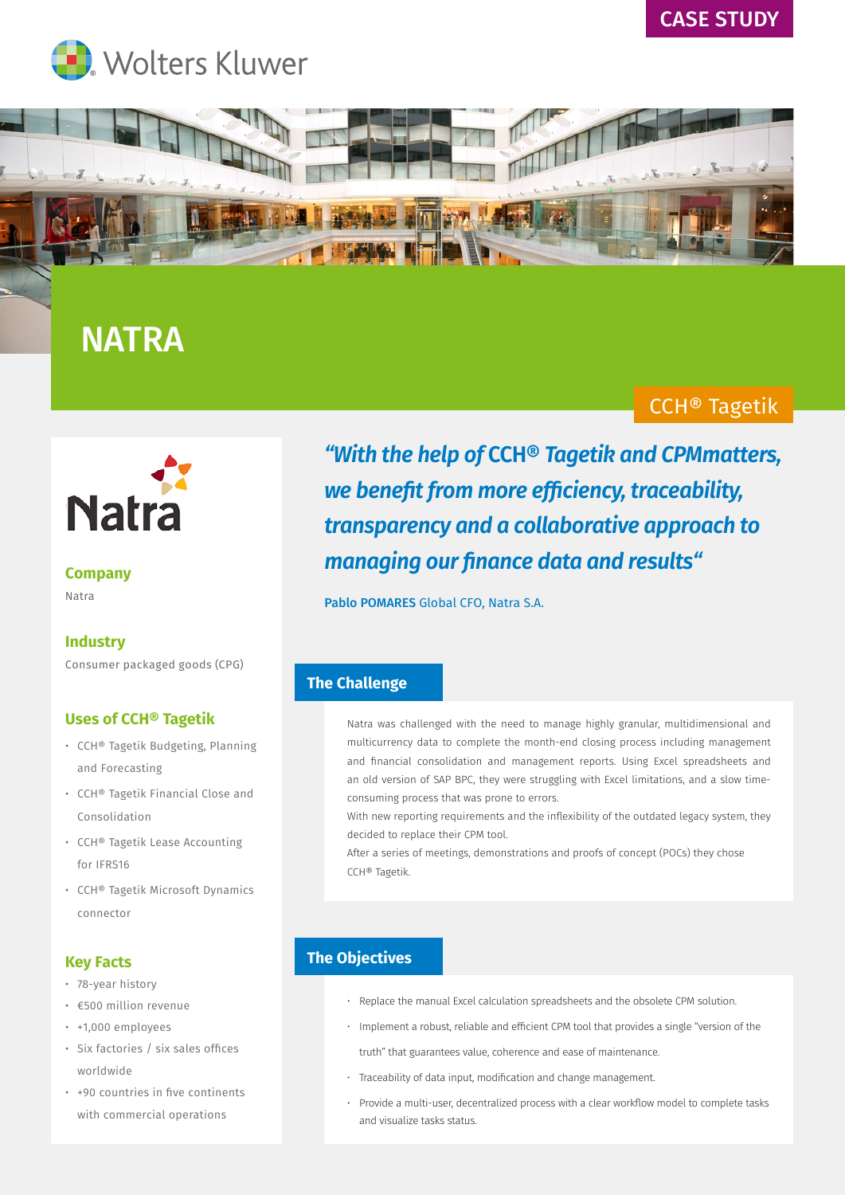CASE STUDY

Wolters Kluwer

# NATRA

CCH® Tagetik

Natra

### Company

Natra

### Industry

Consumer packaged goods (CPG)

### Uses of CCH® Tagetik

- CCH® Tagetik Budgeting, Planning and Forecasting
- CCH® Tagetik Financial Close and Consolidation
- CCH® Tagetik Lease Accounting for IFRS16
- CCH® Tagetik Microsoft Dynamics connector

### Key Facts

- 78-year history
- €500 million revenue
- +1,000 employees
- Six factories / six sales offices worldwide
- +90 countries in five continents with commercial operations

***"With the help of CCH® Tagetik and CPMmatters, we benefit from more efficiency, traceability, transparency and a collaborative approach to managing our finance data and results"***

**Pablo POMARES** Global CFO, Natra S.A.

## The Challenge

Natra was challenged with the need to manage highly granular, multidimensional and multicurrency data to complete the month-end closing process including management and financial consolidation and management reports. Using Excel spreadsheets and an old version of SAP BPC, they were struggling with Excel limitations, and a slow time-consuming process that was prone to errors.

With new reporting requirements and the inflexibility of the outdated legacy system, they decided to replace their CPM tool.

After a series of meetings, demonstrations and proofs of concept (POCs) they chose CCH® Tagetik.

## The Objectives

- Replace the manual Excel calculation spreadsheets and the obsolete CPM solution.
- Implement a robust, reliable and efficient CPM tool that provides a single "version of the truth" that guarantees value, coherence and ease of maintenance.
- Traceability of data input, modification and change management.
- Provide a multi-user, decentralized process with a clear workflow model to complete tasks and visualize tasks status.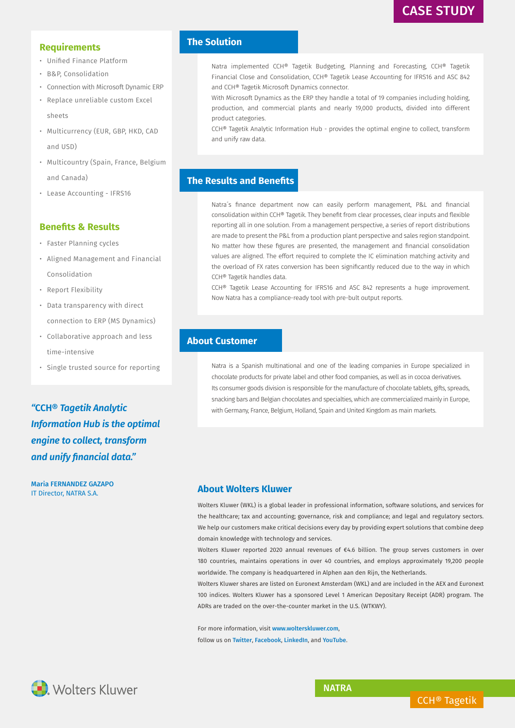# CASE STUDY

## Requirements

- Unified Finance Platform
- B&P, Consolidation
- Connection with Microsoft Dynamic ERP
- Replace unreliable custom Excel sheets
- Multicurrency (EUR, GBP, HKD, CAD and USD)
- Multicountry (Spain, France, Belgium and Canada)
- Lease Accounting - IFRS16

## Benefits & Results

- Faster Planning cycles
- Aligned Management and Financial Consolidation
- Report Flexibility
- Data transparency with direct connection to ERP (MS Dynamics)
- Collaborative approach and less time-intensive
- Single trusted source for reporting

***"CCH® Tagetik Analytic Information Hub is the optimal engine to collect, transform and unify financial data."***

**Maria FERNANDEZ GAZAPO**
IT Director, NATRA S.A.

## The Solution

Natra implemented CCH® Tagetik Budgeting, Planning and Forecasting, CCH® Tagetik Financial Close and Consolidation, CCH® Tagetik Lease Accounting for IFRS16 and ASC 842 and CCH® Tagetik Microsoft Dynamics connector.

With Microsoft Dynamics as the ERP they handle a total of 19 companies including holding, production, and commercial plants and nearly 19,000 products, divided into different product categories.

CCH® Tagetik Analytic Information Hub - provides the optimal engine to collect, transform and unify raw data.

## The Results and Benefits

Natra´s finance department now can easily perform management, P&L and financial consolidation within CCH® Tagetik. They benefit from clear processes, clear inputs and flexible reporting all in one solution. From a management perspective, a series of report distributions are made to present the P&L from a production plant perspective and sales region standpoint. No matter how these figures are presented, the management and financial consolidation values are aligned. The effort required to complete the IC elimination matching activity and the overload of FX rates conversion has been significantly reduced due to the way in which CCH® Tagetik handles data.

CCH® Tagetik Lease Accounting for IFRS16 and ASC 842 represents a huge improvement. Now Natra has a compliance-ready tool with pre-bult output reports.

## About Customer

Natra is a Spanish multinational and one of the leading companies in Europe specialized in chocolate products for private label and other food companies, as well as in cocoa derivatives.

Its consumer goods division is responsible for the manufacture of chocolate tablets, gifts, spreads, snacking bars and Belgian chocolates and specialties, which are commercialized mainly in Europe, with Germany, France, Belgium, Holland, Spain and United Kingdom as main markets.

## About Wolters Kluwer

Wolters Kluwer (WKL) is a global leader in professional information, software solutions, and services for the healthcare; tax and accounting; governance, risk and compliance; and legal and regulatory sectors. We help our customers make critical decisions every day by providing expert solutions that combine deep domain knowledge with technology and services.

Wolters Kluwer reported 2020 annual revenues of €4.6 billion. The group serves customers in over 180 countries, maintains operations in over 40 countries, and employs approximately 19,200 people worldwide. The company is headquartered in Alphen aan den Rijn, the Netherlands.

Wolters Kluwer shares are listed on Euronext Amsterdam (WKL) and are included in the AEX and Euronext 100 indices. Wolters Kluwer has a sponsored Level 1 American Depositary Receipt (ADR) program. The ADRs are traded on the over-the-counter market in the U.S. (WTKWY).

For more information, visit www.wolterskluwer.com,
follow us on Twitter, Facebook, LinkedIn, and YouTube.

Wolters Kluwer

NATRA

CCH® Tagetik